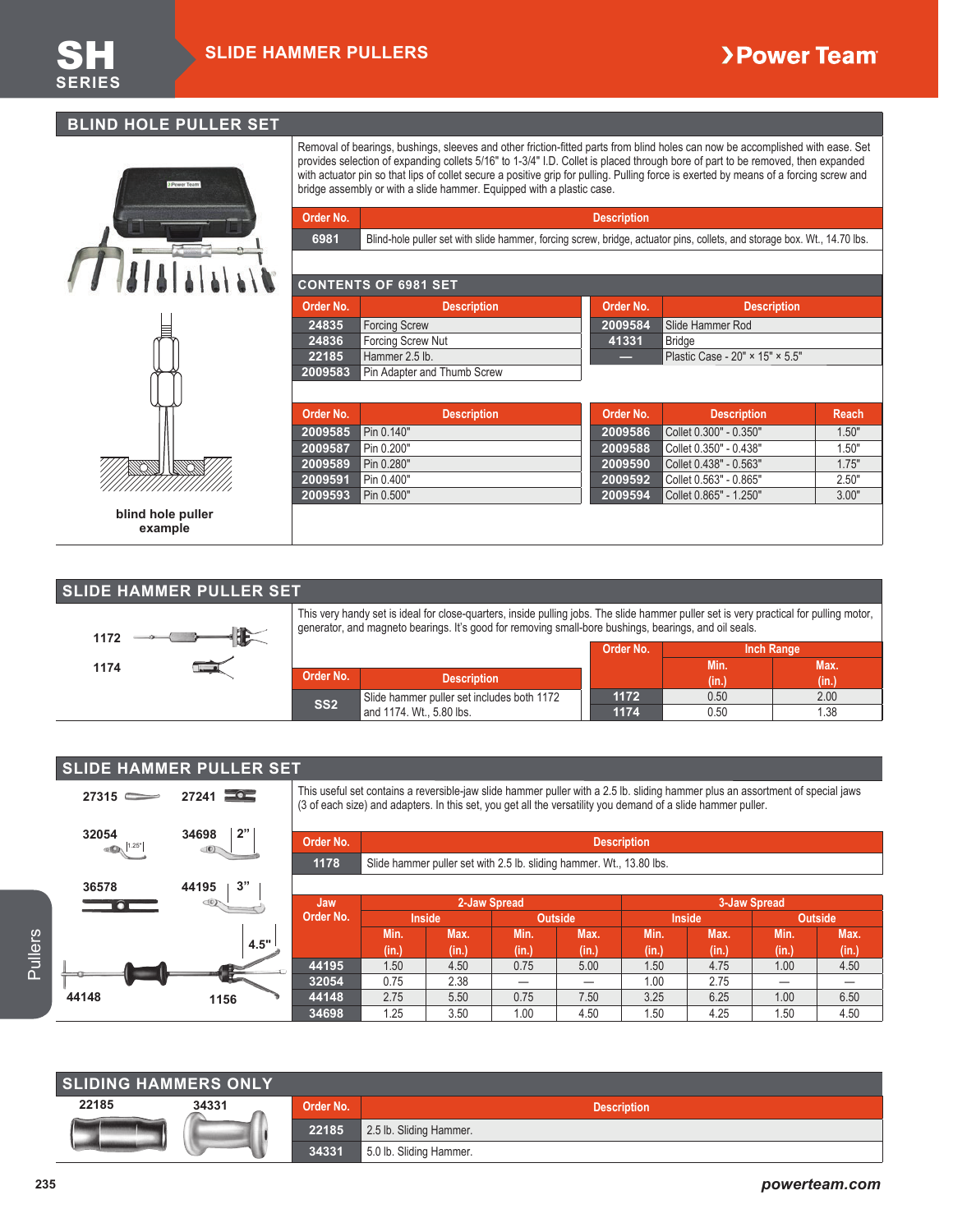# SH SERIES — SLIDE HAMMER PULLERS

## BLIND HOLE PULLER SET

Removal of bearings, bushings, sleeves and other friction-fitted parts from blind holes can now be accomplished with ease. Set provides selection of expanding collets 5/16" to 1-3/4" I.D. Collet is placed through bore of part to be removed, then expanded with actuator pin so that lips of collet secure a positive grip for pulling. Pulling force is exerted by means of a forcing screw and bridge assembly or with a slide hammer. Equipped with a plastic case.

| Order No. | Description |
|---|---|
| 6981 | Blind-hole puller set with slide hammer, forcing screw, bridge, actuator pins, collets, and storage box. Wt., 14.70 lbs. |

### CONTENTS OF 6981 SET

| Order No. | Description | Order No. | Description |
|---|---|---|---|
| 24835 | Forcing Screw | 2009584 | Slide Hammer Rod |
| 24836 | Forcing Screw Nut | 41331 | Bridge |
| 22185 | Hammer 2.5 lb. | — | Plastic Case - 20" × 15" × 5.5" |
| 2009583 | Pin Adapter and Thumb Screw | | |

| Order No. | Description |
|---|---|
| 2009585 | Pin 0.140" |
| 2009587 | Pin 0.200" |
| 2009589 | Pin 0.280" |
| 2009591 | Pin 0.400" |
| 2009593 | Pin 0.500" |

| Order No. | Description | Reach |
|---|---|---|
| 2009586 | Collet 0.300" - 0.350" | 1.50" |
| 2009588 | Collet 0.350" - 0.438" | 1.50" |
| 2009590 | Collet 0.438" - 0.563" | 1.75" |
| 2009592 | Collet 0.563" - 0.865" | 2.50" |
| 2009594 | Collet 0.865" - 1.250" | 3.00" |

blind hole puller example

## SLIDE HAMMER PULLER SET

1172

1174

This very handy set is ideal for close-quarters, inside pulling jobs. The slide hammer puller set is very practical for pulling motor, generator, and magneto bearings. It's good for removing small-bore bushings, bearings, and oil seals.

| Order No. | Description |
|---|---|
| SS2 | Slide hammer puller set includes both 1172 and 1174. Wt., 5.80 lbs. |

| Order No. | Inch Range | |
|---|---|---|
| | Min. (in.) | Max. (in.) |
| 1172 | 0.50 | 2.00 |
| 1174 | 0.50 | 1.38 |

## SLIDE HAMMER PULLER SET

27315, 27241, 32054 (1.25"), 34698 (2"), 36578, 44195 (3"), 44148 (4.5"), 1156

This useful set contains a reversible-jaw slide hammer puller with a 2.5 lb. sliding hammer plus an assortment of special jaws (3 of each size) and adapters. In this set, you get all the versatility you demand of a slide hammer puller.

| Order No. | Description |
|---|---|
| 1178 | Slide hammer puller set with 2.5 lb. sliding hammer. Wt., 13.80 lbs. |

| Jaw Order No. | 2-Jaw Spread | | | | 3-Jaw Spread | | | |
|---|---|---|---|---|---|---|---|---|
| | Inside | | Outside | | Inside | | Outside | |
| | Min. (in.) | Max. (in.) | Min. (in.) | Max. (in.) | Min. (in.) | Max. (in.) | Min. (in.) | Max. (in.) |
| 44195 | 1.50 | 4.50 | 0.75 | 5.00 | 1.50 | 4.75 | 1.00 | 4.50 |
| 32054 | 0.75 | 2.38 | — | — | 1.00 | 2.75 | — | — |
| 44148 | 2.75 | 5.50 | 0.75 | 7.50 | 3.25 | 6.25 | 1.00 | 6.50 |
| 34698 | 1.25 | 3.50 | 1.00 | 4.50 | 1.50 | 4.25 | 1.50 | 4.50 |

## SLIDING HAMMERS ONLY

22185, 34331

| Order No. | Description |
|---|---|
| 22185 | 2.5 lb. Sliding Hammer. |
| 34331 | 5.0 lb. Sliding Hammer. |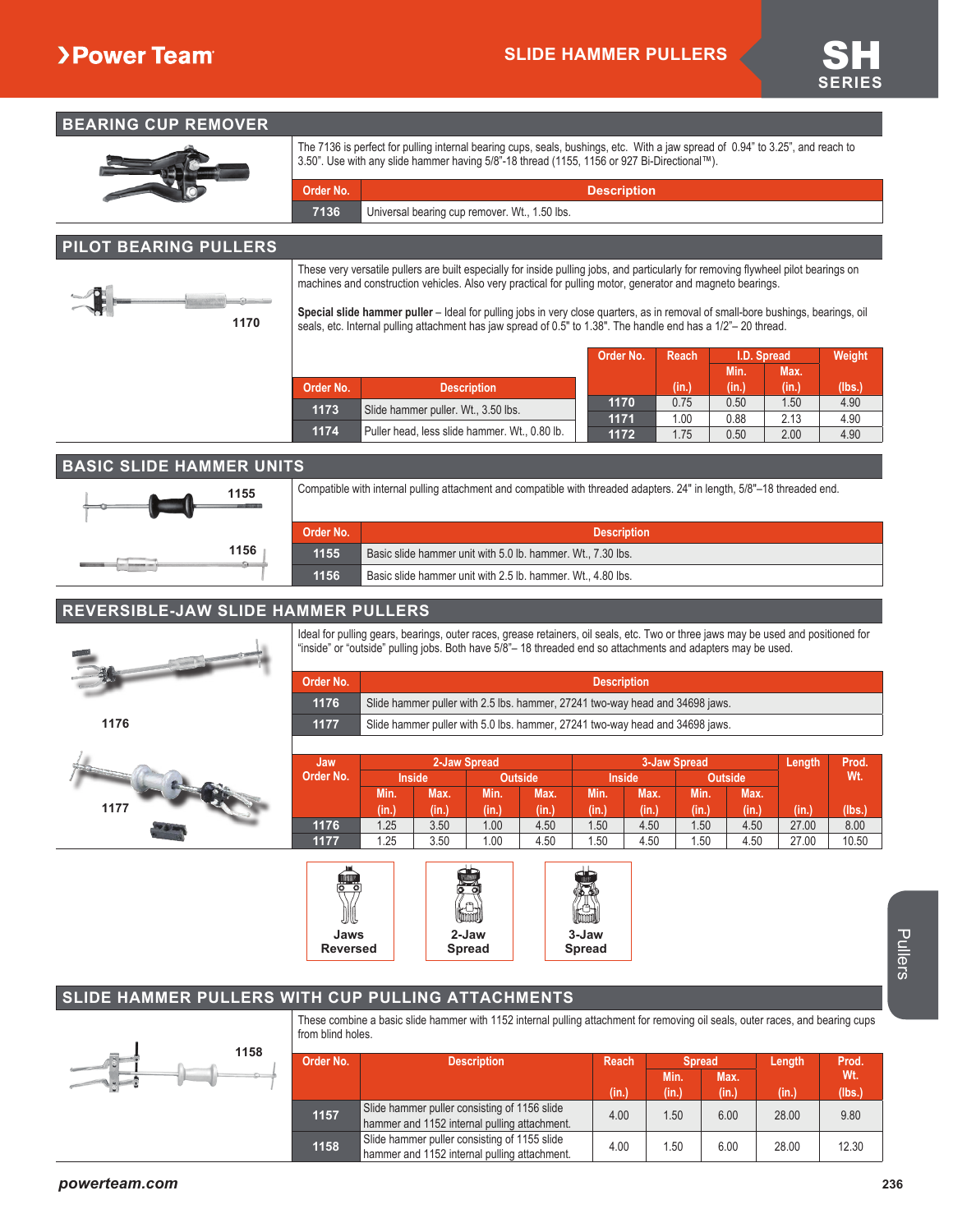## BEARING CUP REMOVER

The 7136 is perfect for pulling internal bearing cups, seals, bushings, etc. With a jaw spread of 0.94" to 3.25", and reach to 3.50". Use with any slide hammer having 5/8"-18 thread (1155, 1156 or 927 Bi-Directional™).

| Order No. | Description |
|---|---|
| 7136 | Universal bearing cup remover. Wt., 1.50 lbs. |

## PILOT BEARING PULLERS

1170

These very versatile pullers are built especially for inside pulling jobs, and particularly for removing flywheel pilot bearings on machines and construction vehicles. Also very practical for pulling motor, generator and magneto bearings.

**Special slide hammer puller** – Ideal for pulling jobs in very close quarters, as in removal of small-bore bushings, bearings, oil seals, etc. Internal pulling attachment has jaw spread of 0.5" to 1.38". The handle end has a 1/2"– 20 thread.

| Order No. | Description |
|---|---|
| 1173 | Slide hammer puller. Wt., 3.50 lbs. |
| 1174 | Puller head, less slide hammer. Wt., 0.80 lb. |

| Order No. | Reach | I.D. Spread | | Weight |
|---|---|---|---|---|
| | | Min. | Max. | |
| | (in.) | (in.) | (in.) | (lbs.) |
| 1170 | 0.75 | 0.50 | 1.50 | 4.90 |
| 1171 | 1.00 | 0.88 | 2.13 | 4.90 |
| 1172 | 1.75 | 0.50 | 2.00 | 4.90 |

## BASIC SLIDE HAMMER UNITS

1155

1156

Compatible with internal pulling attachment and compatible with threaded adapters. 24" in length, 5/8"–18 threaded end.

| Order No. | Description |
|---|---|
| 1155 | Basic slide hammer unit with 5.0 lb. hammer. Wt., 7.30 lbs. |
| 1156 | Basic slide hammer unit with 2.5 lb. hammer. Wt., 4.80 lbs. |

## REVERSIBLE-JAW SLIDE HAMMER PULLERS

1176

1177

Ideal for pulling gears, bearings, outer races, grease retainers, oil seals, etc. Two or three jaws may be used and positioned for "inside" or "outside" pulling jobs. Both have 5/8"– 18 threaded end so attachments and adapters may be used.

| Order No. | Description |
|---|---|
| 1176 | Slide hammer puller with 2.5 lbs. hammer, 27241 two-way head and 34698 jaws. |
| 1177 | Slide hammer puller with 5.0 lbs. hammer, 27241 two-way head and 34698 jaws. |

| Jaw Order No. | 2-Jaw Spread | | | | 3-Jaw Spread | | | | Length | Prod. Wt. |
|---|---|---|---|---|---|---|---|---|---|---|
| | Inside | | Outside | | Inside | | Outside | | | |
| | Min. (in.) | Max. (in.) | Min. (in.) | Max. (in.) | Min. (in.) | Max. (in.) | Min. (in.) | Max. (in.) | (in.) | (lbs.) |
| 1176 | 1.25 | 3.50 | 1.00 | 4.50 | 1.50 | 4.50 | 1.50 | 4.50 | 27.00 | 8.00 |
| 1177 | 1.25 | 3.50 | 1.00 | 4.50 | 1.50 | 4.50 | 1.50 | 4.50 | 27.00 | 10.50 |

Jaws Reversed

2-Jaw Spread

3-Jaw Spread

## SLIDE HAMMER PULLERS WITH CUP PULLING ATTACHMENTS

1158

These combine a basic slide hammer with 1152 internal pulling attachment for removing oil seals, outer races, and bearing cups from blind holes.

| Order No. | Description | Reach | Spread | | Length | Prod. Wt. |
|---|---|---|---|---|---|---|
| | | | Min. | Max. | | |
| | | (in.) | (in.) | (in.) | (in.) | (lbs.) |
| 1157 | Slide hammer puller consisting of 1156 slide hammer and 1152 internal pulling attachment. | 4.00 | 1.50 | 6.00 | 28.00 | 9.80 |
| 1158 | Slide hammer puller consisting of 1155 slide hammer and 1152 internal pulling attachment. | 4.00 | 1.50 | 6.00 | 28.00 | 12.30 |